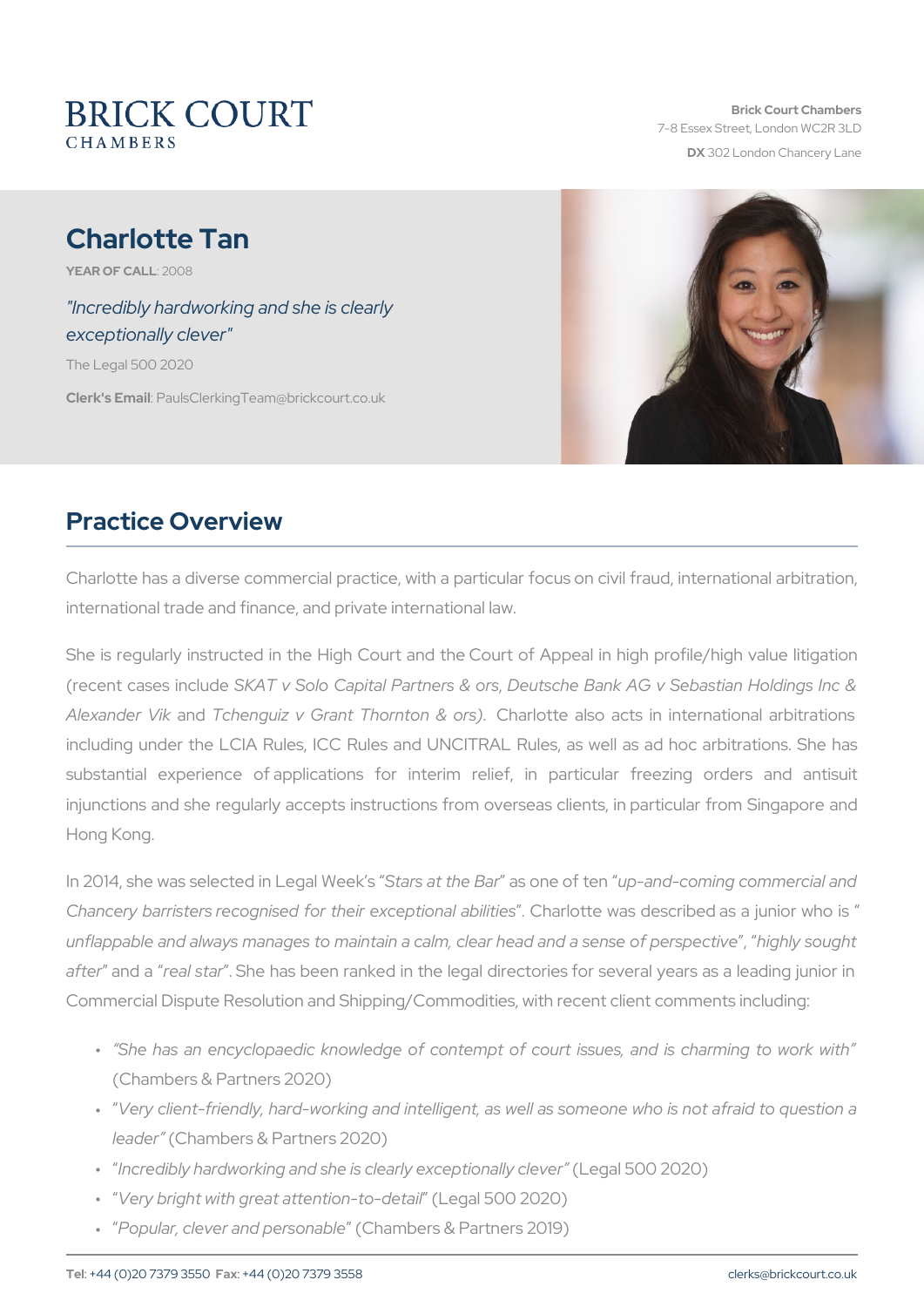BRICK COURT
CHAMBERS

**Brick Court Chambers**
7-8 Essex Street, London WC2R 3LD
**DX** 302 London Chancery Lane

# Charlotte Tan

**YEAR OF CALL**: 2008

*"Incredibly hardworking and she is clearly exceptionally clever"*

The Legal 500 2020

**Clerk's Email**: PaulsClerkingTeam@brickcourt.co.uk

## Practice Overview

Charlotte has a diverse commercial practice, with a particular focus on civil fraud, international arbitration, international trade and finance, and private international law.

She is regularly instructed in the High Court and the Court of Appeal in high profile/high value litigation (recent cases include *SKAT v Solo Capital Partners & ors*, *Deutsche Bank AG v Sebastian Holdings Inc & Alexander Vik* and *Tchenguiz v Grant Thornton & ors)*. Charlotte also acts in international arbitrations including under the LCIA Rules, ICC Rules and UNCITRAL Rules, as well as ad hoc arbitrations. She has substantial experience of applications for interim relief, in particular freezing orders and antisuit injunctions and she regularly accepts instructions from overseas clients, in particular from Singapore and Hong Kong.

In 2014, she was selected in Legal Week's "*Stars at the Bar*" as one of ten "*up-and-coming commercial and Chancery barristers recognised for their exceptional abilities*". Charlotte was described as a junior who is "*unflappable and always manages to maintain a calm, clear head and a sense of perspective*", "*highly sought after*" and a "*real star*". She has been ranked in the legal directories for several years as a leading junior in Commercial Dispute Resolution and Shipping/Commodities, with recent client comments including:

- *"She has an encyclopaedic knowledge of contempt of court issues, and is charming to work with"* (Chambers & Partners 2020)
- "*Very client-friendly, hard-working and intelligent, as well as someone who is not afraid to question a leader"* (Chambers & Partners 2020)
- "*Incredibly hardworking and she is clearly exceptionally clever"* (Legal 500 2020)
- "*Very bright with great attention-to-detail*" (Legal 500 2020)
- "*Popular, clever and personable*" (Chambers & Partners 2019)

**Tel**: +44 (0)20 7379 3550 **Fax**: +44 (0)20 7379 3558 clerks@brickcourt.co.uk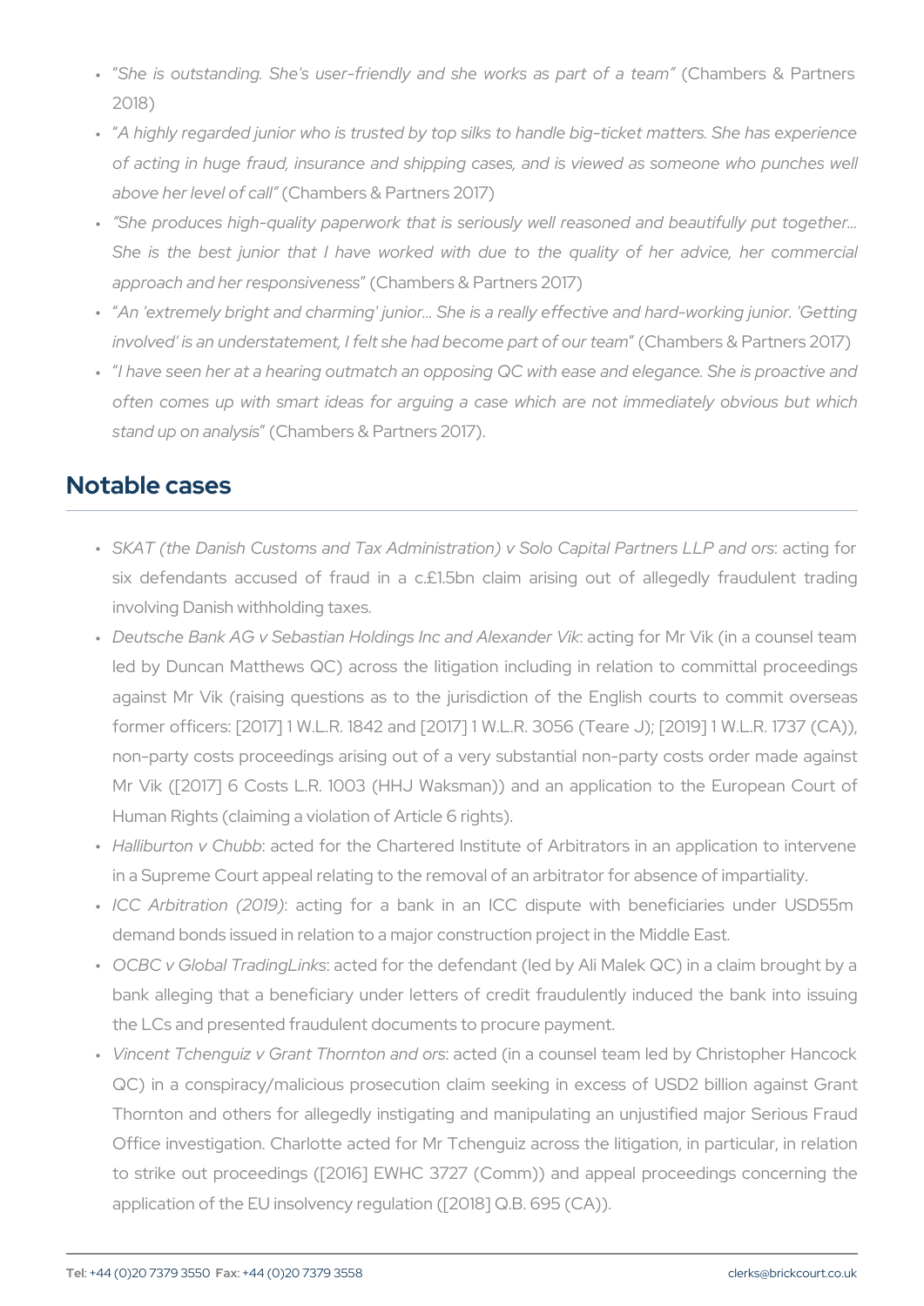- *"She is outstanding. She's user-friendly and she works as part of a team"* (Chambers & Partners 2018)
- *"A highly regarded junior who is trusted by top silks to handle big-ticket matters. She has experience of acting in huge fraud, insurance and shipping cases, and is viewed as someone who punches well above her level of call"* (Chambers & Partners 2017)
- *"She produces high-quality paperwork that is seriously well reasoned and beautifully put together… She is the best junior that I have worked with due to the quality of her advice, her commercial approach and her responsiveness"* (Chambers & Partners 2017)
- *"An 'extremely bright and charming' junior… She is a really effective and hard-working junior. 'Getting involved' is an understatement, I felt she had become part of our team"* (Chambers & Partners 2017)
- *"I have seen her at a hearing outmatch an opposing QC with ease and elegance. She is proactive and often comes up with smart ideas for arguing a case which are not immediately obvious but which stand up on analysis"* (Chambers & Partners 2017).

## Notable cases

- *SKAT (the Danish Customs and Tax Administration) v Solo Capital Partners LLP and ors*: acting for six defendants accused of fraud in a c.£1.5bn claim arising out of allegedly fraudulent trading involving Danish withholding taxes.
- *Deutsche Bank AG v Sebastian Holdings Inc and Alexander Vik*: acting for Mr Vik (in a counsel team led by Duncan Matthews QC) across the litigation including in relation to committal proceedings against Mr Vik (raising questions as to the jurisdiction of the English courts to commit overseas former officers: [2017] 1 W.L.R. 1842 and [2017] 1 W.L.R. 3056 (Teare J); [2019] 1 W.L.R. 1737 (CA)), non-party costs proceedings arising out of a very substantial non-party costs order made against Mr Vik ([2017] 6 Costs L.R. 1003 (HHJ Waksman)) and an application to the European Court of Human Rights (claiming a violation of Article 6 rights).
- *Halliburton v Chubb*: acted for the Chartered Institute of Arbitrators in an application to intervene in a Supreme Court appeal relating to the removal of an arbitrator for absence of impartiality.
- *ICC Arbitration (2019)*: acting for a bank in an ICC dispute with beneficiaries under USD55m demand bonds issued in relation to a major construction project in the Middle East.
- *OCBC v Global TradingLinks*: acted for the defendant (led by Ali Malek QC) in a claim brought by a bank alleging that a beneficiary under letters of credit fraudulently induced the bank into issuing the LCs and presented fraudulent documents to procure payment.
- *Vincent Tchenguiz v Grant Thornton and ors*: acted (in a counsel team led by Christopher Hancock QC) in a conspiracy/malicious prosecution claim seeking in excess of USD2 billion against Grant Thornton and others for allegedly instigating and manipulating an unjustified major Serious Fraud Office investigation. Charlotte acted for Mr Tchenguiz across the litigation, in particular, in relation to strike out proceedings ([2016] EWHC 3727 (Comm)) and appeal proceedings concerning the application of the EU insolvency regulation ([2018] Q.B. 695 (CA)).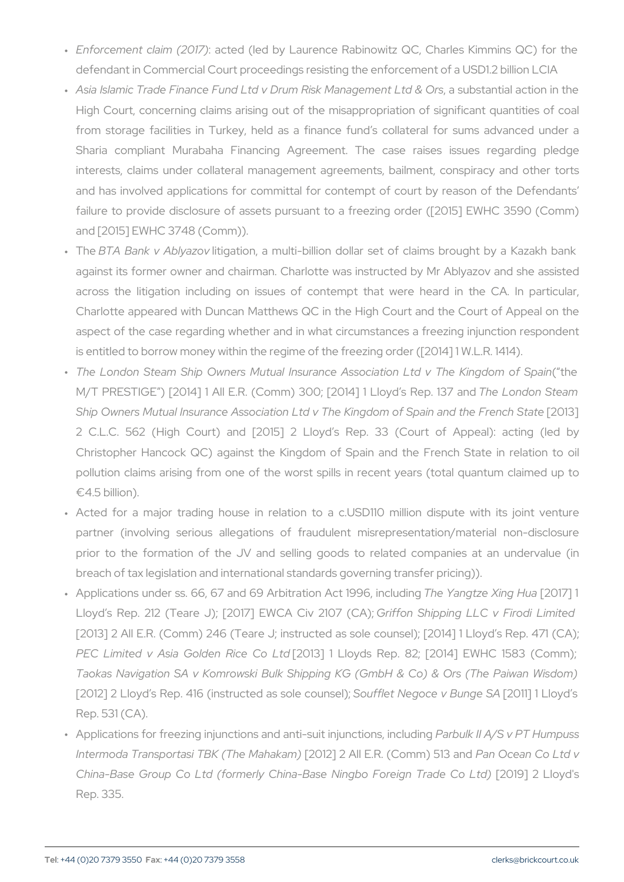- *Enforcement claim (2017)*: acted (led by Laurence Rabinowitz QC, Charles Kimmins QC) for the defendant in Commercial Court proceedings resisting the enforcement of a USD1.2 billion LCIA
- *Asia Islamic Trade Finance Fund Ltd v Drum Risk Management Ltd & Ors*, a substantial action in the High Court, concerning claims arising out of the misappropriation of significant quantities of coal from storage facilities in Turkey, held as a finance fund's collateral for sums advanced under a Sharia compliant Murabaha Financing Agreement. The case raises issues regarding pledge interests, claims under collateral management agreements, bailment, conspiracy and other torts and has involved applications for committal for contempt of court by reason of the Defendants' failure to provide disclosure of assets pursuant to a freezing order ([2015] EWHC 3590 (Comm) and [2015] EWHC 3748 (Comm)).
- The *BTA Bank v Ablyazov* litigation, a multi-billion dollar set of claims brought by a Kazakh bank against its former owner and chairman. Charlotte was instructed by Mr Ablyazov and she assisted across the litigation including on issues of contempt that were heard in the CA. In particular, Charlotte appeared with Duncan Matthews QC in the High Court and the Court of Appeal on the aspect of the case regarding whether and in what circumstances a freezing injunction respondent is entitled to borrow money within the regime of the freezing order ([2014] 1 W.L.R. 1414).
- *The London Steam Ship Owners Mutual Insurance Association Ltd v The Kingdom of Spain* ("the M/T PRESTIGE") [2014] 1 All E.R. (Comm) 300; [2014] 1 Lloyd's Rep. 137 and *The London Steam Ship Owners Mutual Insurance Association Ltd v The Kingdom of Spain and the French State* [2013] 2 C.L.C. 562 (High Court) and [2015] 2 Lloyd's Rep. 33 (Court of Appeal): acting (led by Christopher Hancock QC) against the Kingdom of Spain and the French State in relation to oil pollution claims arising from one of the worst spills in recent years (total quantum claimed up to €4.5 billion).
- Acted for a major trading house in relation to a c.USD110 million dispute with its joint venture partner (involving serious allegations of fraudulent misrepresentation/material non-disclosure prior to the formation of the JV and selling goods to related companies at an undervalue (in breach of tax legislation and international standards governing transfer pricing)).
- Applications under ss. 66, 67 and 69 Arbitration Act 1996, including *The Yangtze Xing Hua* [2017] 1 Lloyd's Rep. 212 (Teare J); [2017] EWCA Civ 2107 (CA); *Griffon Shipping LLC v Firodi Limited* [2013] 2 All E.R. (Comm) 246 (Teare J; instructed as sole counsel); [2014] 1 Lloyd's Rep. 471 (CA); *PEC Limited v Asia Golden Rice Co Ltd* [2013] 1 Lloyds Rep. 82; [2014] EWHC 1583 (Comm); *Taokas Navigation SA v Komrowski Bulk Shipping KG (GmbH & Co) & Ors (The Paiwan Wisdom)* [2012] 2 Lloyd's Rep. 416 (instructed as sole counsel); *Soufflet Negoce v Bunge SA* [2011] 1 Lloyd's Rep. 531 (CA).
- Applications for freezing injunctions and anti-suit injunctions, including *Parbulk II A/S v PT Humpuss Intermoda Transportasi TBK (The Mahakam)* [2012] 2 All E.R. (Comm) 513 and *Pan Ocean Co Ltd v China-Base Group Co Ltd (formerly China-Base Ningbo Foreign Trade Co Ltd)* [2019] 2 Lloyd's Rep. 335.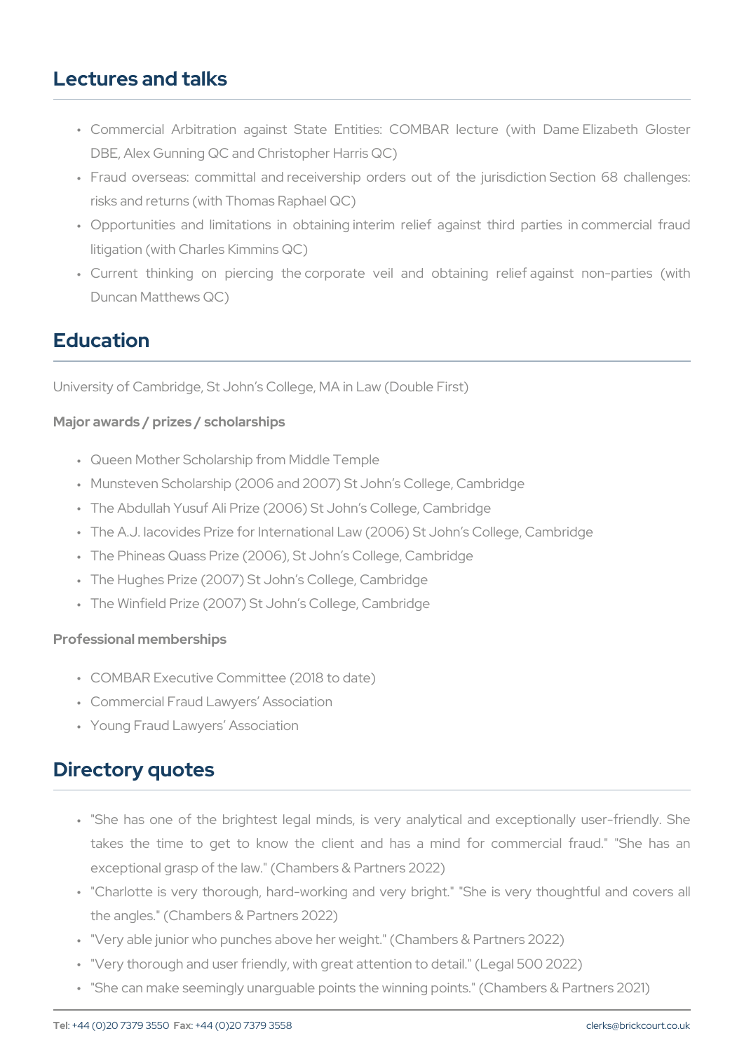## Lectures and talks

- Commercial Arbitration against State Entities: COMBAR lecture (with Dame Elizabeth Gloster DBE, Alex Gunning QC and Christopher Harris QC)
- Fraud overseas: committal and receivership orders out of the jurisdiction Section 68 challenges: risks and returns (with Thomas Raphael QC)
- Opportunities and limitations in obtaining interim relief against third parties in commercial fraud litigation (with Charles Kimmins QC)
- Current thinking on piercing the corporate veil and obtaining relief against non-parties (with Duncan Matthews QC)

## Education

University of Cambridge, St John's College, MA in Law (Double First)

### Major awards / prizes / scholarships

- Queen Mother Scholarship from Middle Temple
- Munsteven Scholarship (2006 and 2007) St John's College, Cambridge
- The Abdullah Yusuf Ali Prize (2006) St John's College, Cambridge
- The A.J. Iacovides Prize for International Law (2006) St John's College, Cambridge
- The Phineas Quass Prize (2006), St John's College, Cambridge
- The Hughes Prize (2007) St John's College, Cambridge
- The Winfield Prize (2007) St John's College, Cambridge

### Professional memberships

- COMBAR Executive Committee (2018 to date)
- Commercial Fraud Lawyers' Association
- Young Fraud Lawyers' Association

## Directory quotes

- "She has one of the brightest legal minds, is very analytical and exceptionally user-friendly. She takes the time to get to know the client and has a mind for commercial fraud." "She has an exceptional grasp of the law." (Chambers & Partners 2022)
- "Charlotte is very thorough, hard-working and very bright." "She is very thoughtful and covers all the angles." (Chambers & Partners 2022)
- "Very able junior who punches above her weight." (Chambers & Partners 2022)
- "Very thorough and user friendly, with great attention to detail." (Legal 500 2022)
- "She can make seemingly unarguable points the winning points." (Chambers & Partners 2021)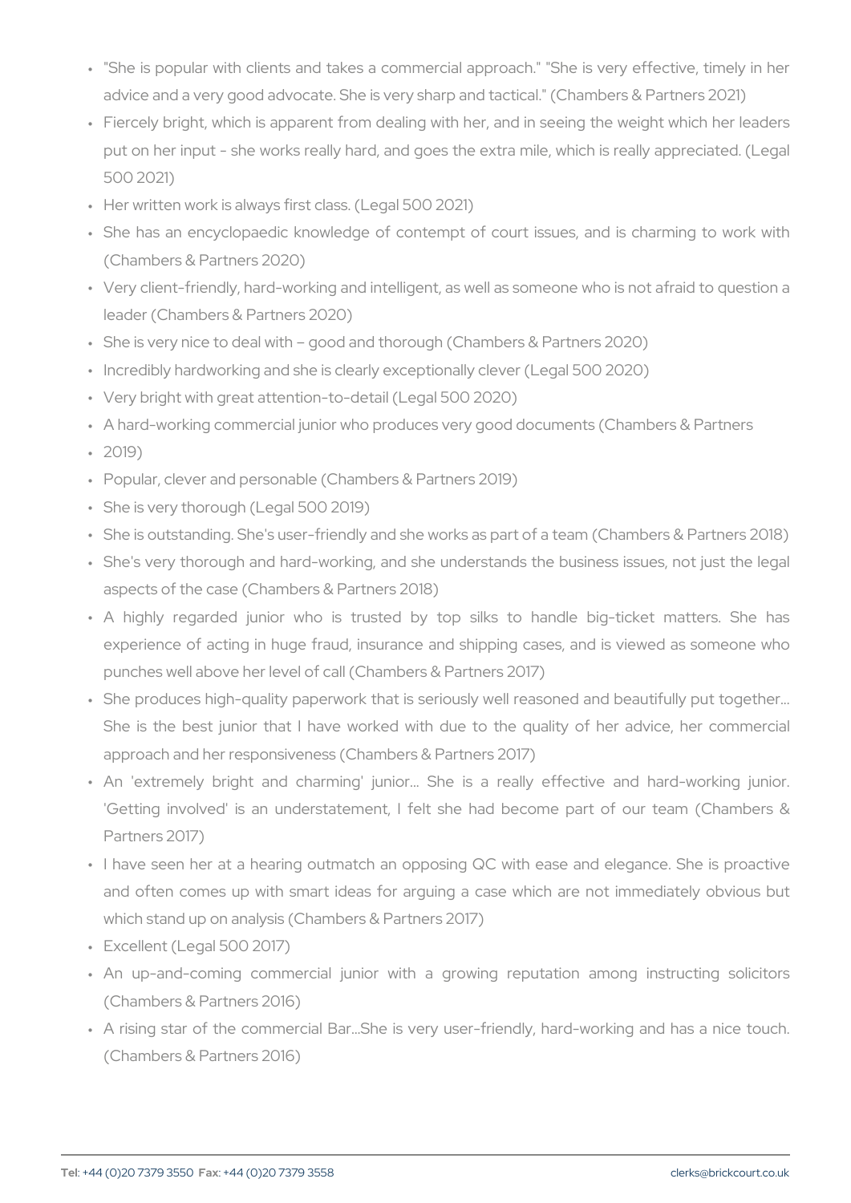- "She is popular with clients and takes a commercial approach." "She is very effective, timely in her advice and a very good advocate. She is very sharp and tactical." (Chambers & Partners 2021)
- Fiercely bright, which is apparent from dealing with her, and in seeing the weight which her leaders put on her input - she works really hard, and goes the extra mile, which is really appreciated. (Legal 500 2021)
- Her written work is always first class. (Legal 500 2021)
- She has an encyclopaedic knowledge of contempt of court issues, and is charming to work with (Chambers & Partners 2020)
- Very client-friendly, hard-working and intelligent, as well as someone who is not afraid to question a leader (Chambers & Partners 2020)
- She is very nice to deal with – good and thorough (Chambers & Partners 2020)
- Incredibly hardworking and she is clearly exceptionally clever (Legal 500 2020)
- Very bright with great attention-to-detail (Legal 500 2020)
- A hard-working commercial junior who produces very good documents (Chambers & Partners
- 2019)
- Popular, clever and personable (Chambers & Partners 2019)
- She is very thorough (Legal 500 2019)
- She is outstanding. She's user-friendly and she works as part of a team (Chambers & Partners 2018)
- She's very thorough and hard-working, and she understands the business issues, not just the legal aspects of the case (Chambers & Partners 2018)
- A highly regarded junior who is trusted by top silks to handle big-ticket matters. She has experience of acting in huge fraud, insurance and shipping cases, and is viewed as someone who punches well above her level of call (Chambers & Partners 2017)
- She produces high-quality paperwork that is seriously well reasoned and beautifully put together... She is the best junior that I have worked with due to the quality of her advice, her commercial approach and her responsiveness (Chambers & Partners 2017)
- An 'extremely bright and charming' junior... She is a really effective and hard-working junior. 'Getting involved' is an understatement, I felt she had become part of our team (Chambers & Partners 2017)
- I have seen her at a hearing outmatch an opposing QC with ease and elegance. She is proactive and often comes up with smart ideas for arguing a case which are not immediately obvious but which stand up on analysis (Chambers & Partners 2017)
- Excellent (Legal 500 2017)
- An up-and-coming commercial junior with a growing reputation among instructing solicitors (Chambers & Partners 2016)
- A rising star of the commercial Bar...She is very user-friendly, hard-working and has a nice touch. (Chambers & Partners 2016)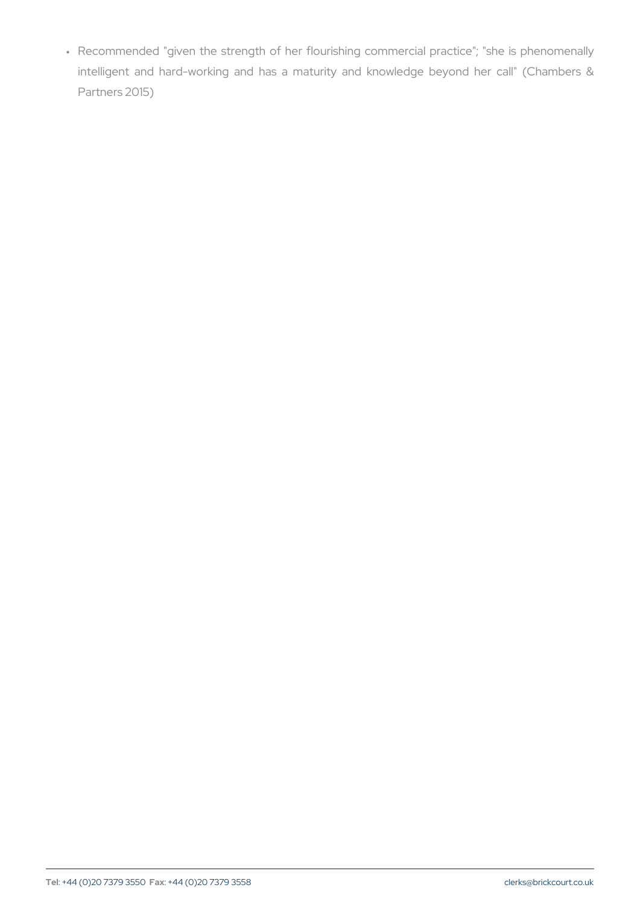- Recommended "given the strength of her flourishing commercial practice"; "she is phenomenally intelligent and hard-working and has a maturity and knowledge beyond her call" (Chambers & Partners 2015)